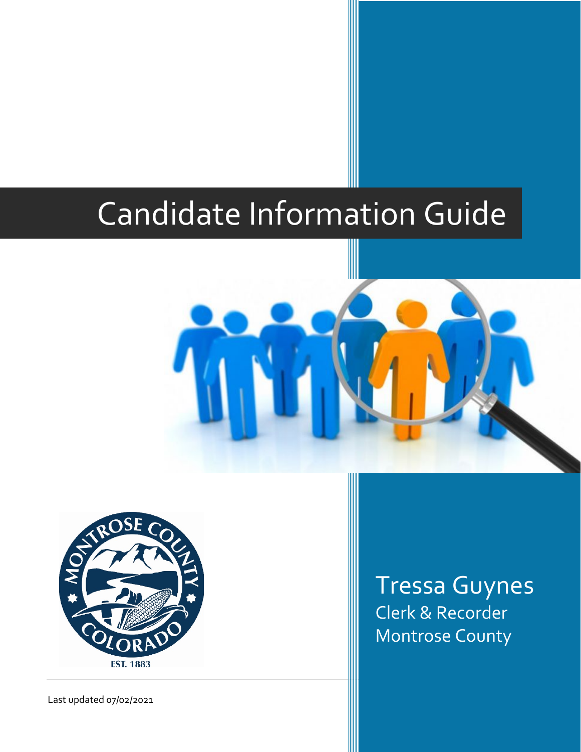# Candidate Information Guide

Tressa Guynes

Clerk & Recorder

Montrose County

Last updated 07/02/2021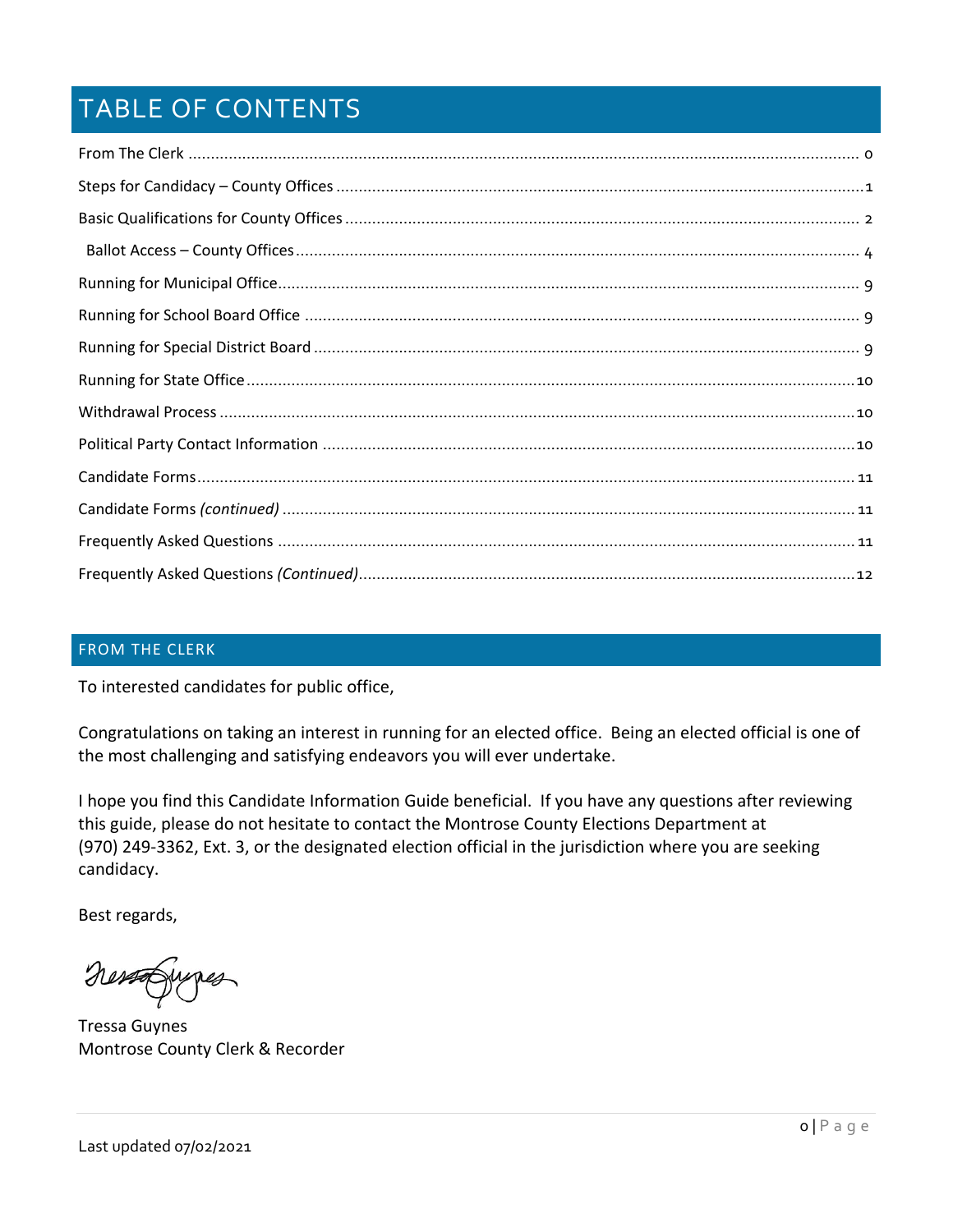# TABLE OF CONTENTS

From The Clerk ........ 0
Steps for Candidacy – County Offices ........ 1
Basic Qualifications for County Offices ........ 2
Ballot Access – County Offices ........ 4
Running for Municipal Office ........ 9
Running for School Board Office ........ 9
Running for Special District Board ........ 9
Running for State Office ........ 10
Withdrawal Process ........ 10
Political Party Contact Information ........ 10
Candidate Forms ........ 11
Candidate Forms *(continued)* ........ 11
Frequently Asked Questions ........ 11
Frequently Asked Questions *(Continued)* ........ 12

## FROM THE CLERK

To interested candidates for public office,

Congratulations on taking an interest in running for an elected office. Being an elected official is one of the most challenging and satisfying endeavors you will ever undertake.

I hope you find this Candidate Information Guide beneficial. If you have any questions after reviewing this guide, please do not hesitate to contact the Montrose County Elections Department at (970) 249-3362, Ext. 3, or the designated election official in the jurisdiction where you are seeking candidacy.

Best regards,

Tressa Guynes
Montrose County Clerk & Recorder

Last updated 07/02/2021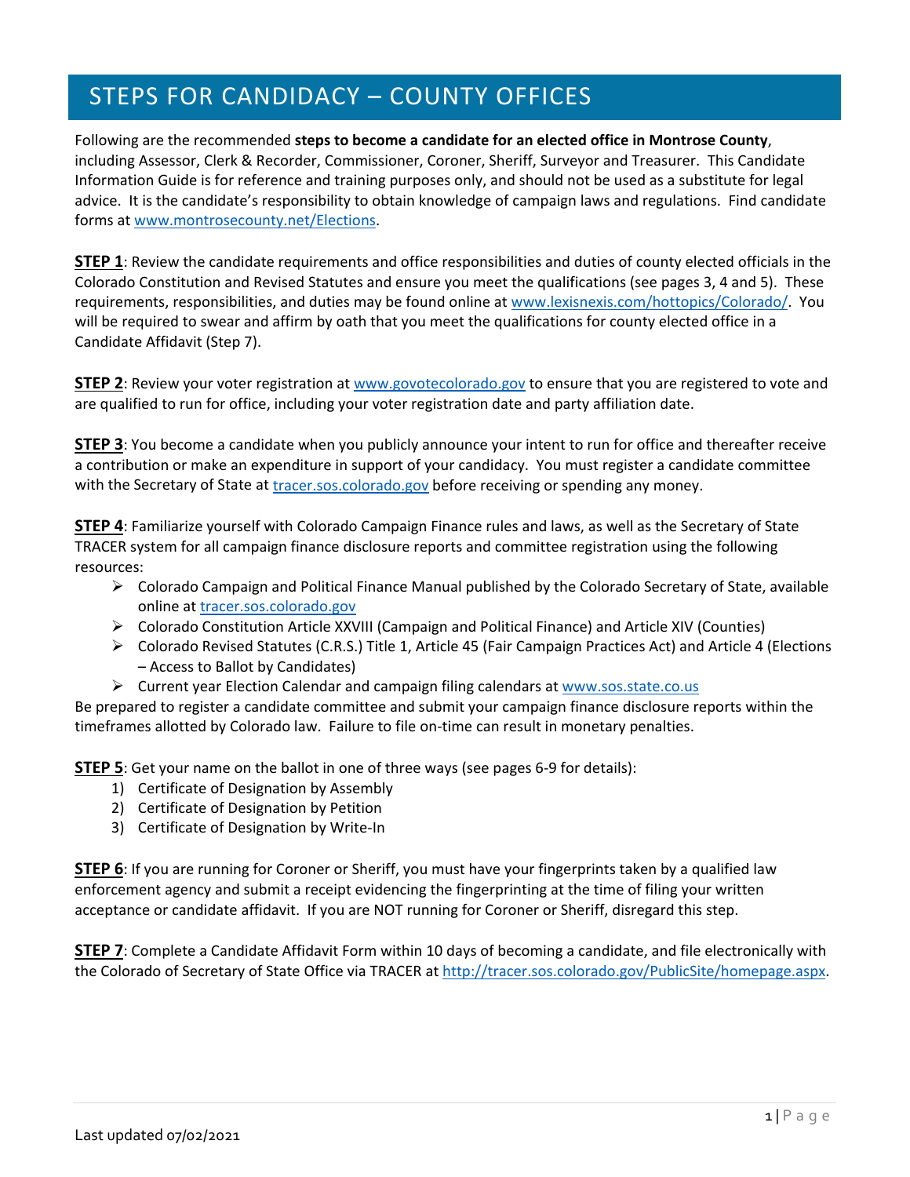# STEPS FOR CANDIDACY – COUNTY OFFICES

Following are the recommended **steps to become a candidate for an elected office in Montrose County**, including Assessor, Clerk & Recorder, Commissioner, Coroner, Sheriff, Surveyor and Treasurer. This Candidate Information Guide is for reference and training purposes only, and should not be used as a substitute for legal advice. It is the candidate's responsibility to obtain knowledge of campaign laws and regulations. Find candidate forms at www.montrosecounty.net/Elections.

**STEP 1**: Review the candidate requirements and office responsibilities and duties of county elected officials in the Colorado Constitution and Revised Statutes and ensure you meet the qualifications (see pages 3, 4 and 5). These requirements, responsibilities, and duties may be found online at www.lexisnexis.com/hottopics/Colorado/. You will be required to swear and affirm by oath that you meet the qualifications for county elected office in a Candidate Affidavit (Step 7).

**STEP 2**: Review your voter registration at www.govotecolorado.gov to ensure that you are registered to vote and are qualified to run for office, including your voter registration date and party affiliation date.

**STEP 3**: You become a candidate when you publicly announce your intent to run for office and thereafter receive a contribution or make an expenditure in support of your candidacy. You must register a candidate committee with the Secretary of State at tracer.sos.colorado.gov before receiving or spending any money.

**STEP 4**: Familiarize yourself with Colorado Campaign Finance rules and laws, as well as the Secretary of State TRACER system for all campaign finance disclosure reports and committee registration using the following resources:

- Colorado Campaign and Political Finance Manual published by the Colorado Secretary of State, available online at tracer.sos.colorado.gov
- Colorado Constitution Article XXVIII (Campaign and Political Finance) and Article XIV (Counties)
- Colorado Revised Statutes (C.R.S.) Title 1, Article 45 (Fair Campaign Practices Act) and Article 4 (Elections – Access to Ballot by Candidates)
- Current year Election Calendar and campaign filing calendars at www.sos.state.co.us

Be prepared to register a candidate committee and submit your campaign finance disclosure reports within the timeframes allotted by Colorado law. Failure to file on-time can result in monetary penalties.

**STEP 5**: Get your name on the ballot in one of three ways (see pages 6-9 for details):

1) Certificate of Designation by Assembly
2) Certificate of Designation by Petition
3) Certificate of Designation by Write-In

**STEP 6**: If you are running for Coroner or Sheriff, you must have your fingerprints taken by a qualified law enforcement agency and submit a receipt evidencing the fingerprinting at the time of filing your written acceptance or candidate affidavit. If you are NOT running for Coroner or Sheriff, disregard this step.

**STEP 7**: Complete a Candidate Affidavit Form within 10 days of becoming a candidate, and file electronically with the Colorado of Secretary of State Office via TRACER at http://tracer.sos.colorado.gov/PublicSite/homepage.aspx.

Last updated 07/02/2021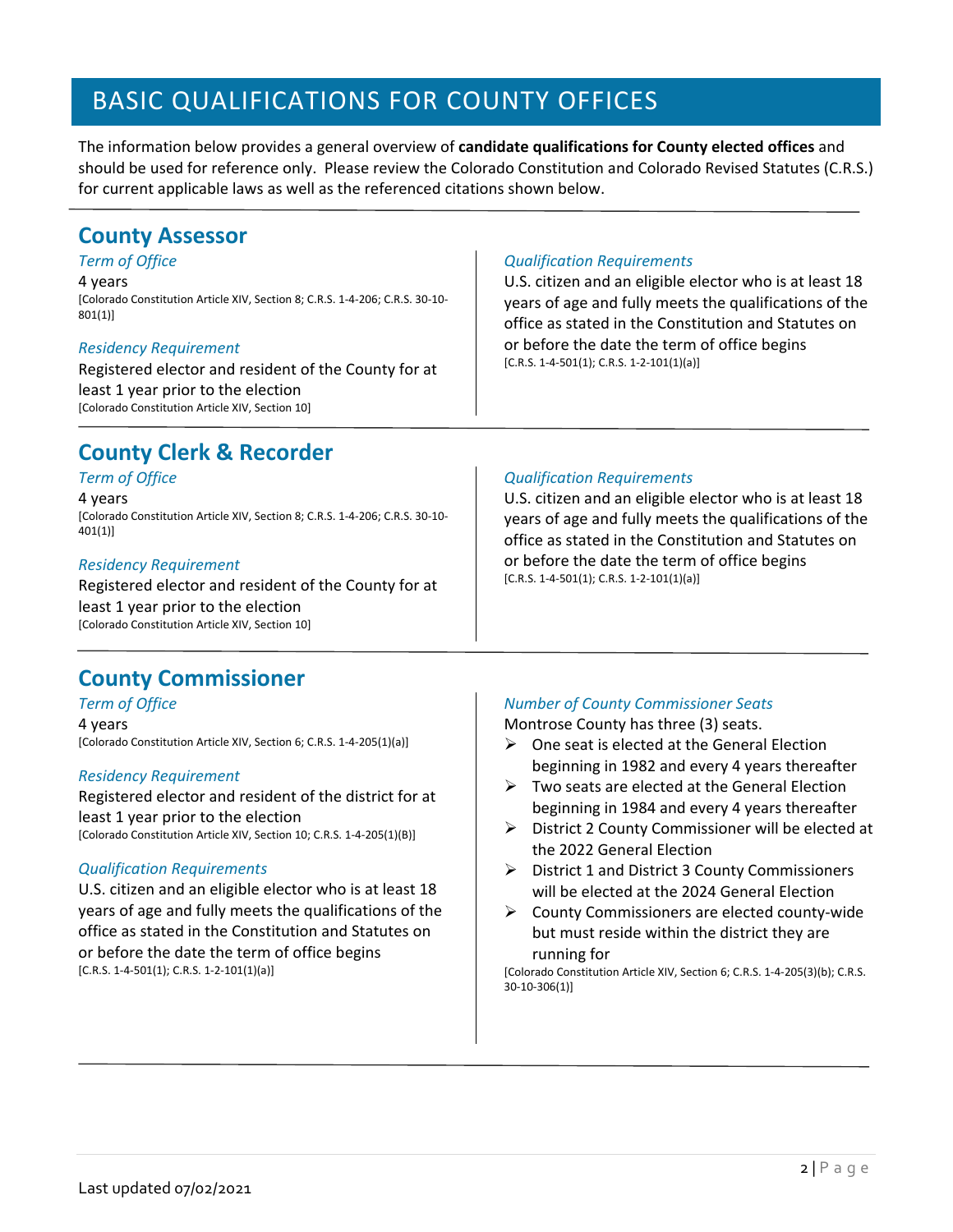# BASIC QUALIFICATIONS FOR COUNTY OFFICES

The information below provides a general overview of **candidate qualifications for County elected offices** and should be used for reference only. Please review the Colorado Constitution and Colorado Revised Statutes (C.R.S.) for current applicable laws as well as the referenced citations shown below.

## County Assessor

*Term of Office*

4 years

[Colorado Constitution Article XIV, Section 8; C.R.S. 1-4-206; C.R.S. 30-10-801(1)]

*Residency Requirement*

Registered elector and resident of the County for at least 1 year prior to the election

[Colorado Constitution Article XIV, Section 10]

*Qualification Requirements*

U.S. citizen and an eligible elector who is at least 18 years of age and fully meets the qualifications of the office as stated in the Constitution and Statutes on or before the date the term of office begins

[C.R.S. 1-4-501(1); C.R.S. 1-2-101(1)(a)]

## County Clerk & Recorder

*Term of Office*

4 years

[Colorado Constitution Article XIV, Section 8; C.R.S. 1-4-206; C.R.S. 30-10-401(1)]

*Residency Requirement*

Registered elector and resident of the County for at least 1 year prior to the election

[Colorado Constitution Article XIV, Section 10]

*Qualification Requirements*

U.S. citizen and an eligible elector who is at least 18 years of age and fully meets the qualifications of the office as stated in the Constitution and Statutes on or before the date the term of office begins

[C.R.S. 1-4-501(1); C.R.S. 1-2-101(1)(a)]

## County Commissioner

*Term of Office*

4 years

[Colorado Constitution Article XIV, Section 6; C.R.S. 1-4-205(1)(a)]

*Residency Requirement*

Registered elector and resident of the district for at least 1 year prior to the election

[Colorado Constitution Article XIV, Section 10; C.R.S. 1-4-205(1)(B)]

*Qualification Requirements*

U.S. citizen and an eligible elector who is at least 18 years of age and fully meets the qualifications of the office as stated in the Constitution and Statutes on or before the date the term of office begins

[C.R.S. 1-4-501(1); C.R.S. 1-2-101(1)(a)]

*Number of County Commissioner Seats*

Montrose County has three (3) seats.

- One seat is elected at the General Election beginning in 1982 and every 4 years thereafter
- Two seats are elected at the General Election beginning in 1984 and every 4 years thereafter
- District 2 County Commissioner will be elected at the 2022 General Election
- District 1 and District 3 County Commissioners will be elected at the 2024 General Election
- County Commissioners are elected county-wide but must reside within the district they are running for

[Colorado Constitution Article XIV, Section 6; C.R.S. 1-4-205(3)(b); C.R.S. 30-10-306(1)]

Last updated 07/02/2021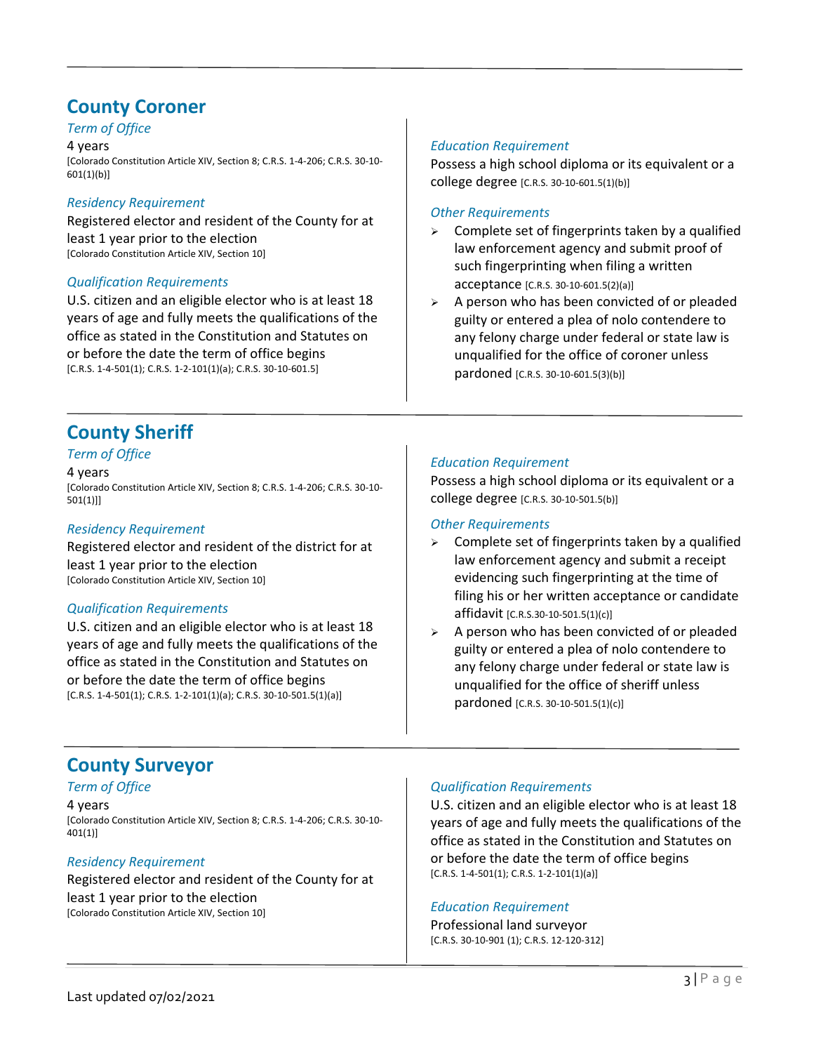## County Coroner

### *Term of Office*

4 years
[Colorado Constitution Article XIV, Section 8; C.R.S. 1-4-206; C.R.S. 30-10-601(1)(b)]

### *Residency Requirement*

Registered elector and resident of the County for at least 1 year prior to the election
[Colorado Constitution Article XIV, Section 10]

### *Qualification Requirements*

U.S. citizen and an eligible elector who is at least 18 years of age and fully meets the qualifications of the office as stated in the Constitution and Statutes on or before the date the term of office begins
[C.R.S. 1-4-501(1); C.R.S. 1-2-101(1)(a); C.R.S. 30-10-601.5]

### *Education Requirement*

Possess a high school diploma or its equivalent or a college degree [C.R.S. 30-10-601.5(1)(b)]

### *Other Requirements*

- Complete set of fingerprints taken by a qualified law enforcement agency and submit proof of such fingerprinting when filing a written acceptance [C.R.S. 30-10-601.5(2)(a)]
- A person who has been convicted of or pleaded guilty or entered a plea of nolo contendere to any felony charge under federal or state law is unqualified for the office of coroner unless pardoned [C.R.S. 30-10-601.5(3)(b)]

## County Sheriff

### *Term of Office*

4 years
[Colorado Constitution Article XIV, Section 8; C.R.S. 1-4-206; C.R.S. 30-10-501(1)]]

### *Residency Requirement*

Registered elector and resident of the district for at least 1 year prior to the election
[Colorado Constitution Article XIV, Section 10]

### *Qualification Requirements*

U.S. citizen and an eligible elector who is at least 18 years of age and fully meets the qualifications of the office as stated in the Constitution and Statutes on or before the date the term of office begins
[C.R.S. 1-4-501(1); C.R.S. 1-2-101(1)(a); C.R.S. 30-10-501.5(1)(a)]

### *Education Requirement*

Possess a high school diploma or its equivalent or a college degree [C.R.S. 30-10-501.5(b)]

### *Other Requirements*

- Complete set of fingerprints taken by a qualified law enforcement agency and submit a receipt evidencing such fingerprinting at the time of filing his or her written acceptance or candidate affidavit [C.R.S.30-10-501.5(1)(c)]
- A person who has been convicted of or pleaded guilty or entered a plea of nolo contendere to any felony charge under federal or state law is unqualified for the office of sheriff unless pardoned [C.R.S. 30-10-501.5(1)(c)]

## County Surveyor

### *Term of Office*

4 years
[Colorado Constitution Article XIV, Section 8; C.R.S. 1-4-206; C.R.S. 30-10-401(1)]

### *Residency Requirement*

Registered elector and resident of the County for at least 1 year prior to the election
[Colorado Constitution Article XIV, Section 10]

### *Qualification Requirements*

U.S. citizen and an eligible elector who is at least 18 years of age and fully meets the qualifications of the office as stated in the Constitution and Statutes on or before the date the term of office begins
[C.R.S. 1-4-501(1); C.R.S. 1-2-101(1)(a)]

### *Education Requirement*

Professional land surveyor
[C.R.S. 30-10-901 (1); C.R.S. 12-120-312]

Last updated 07/02/2021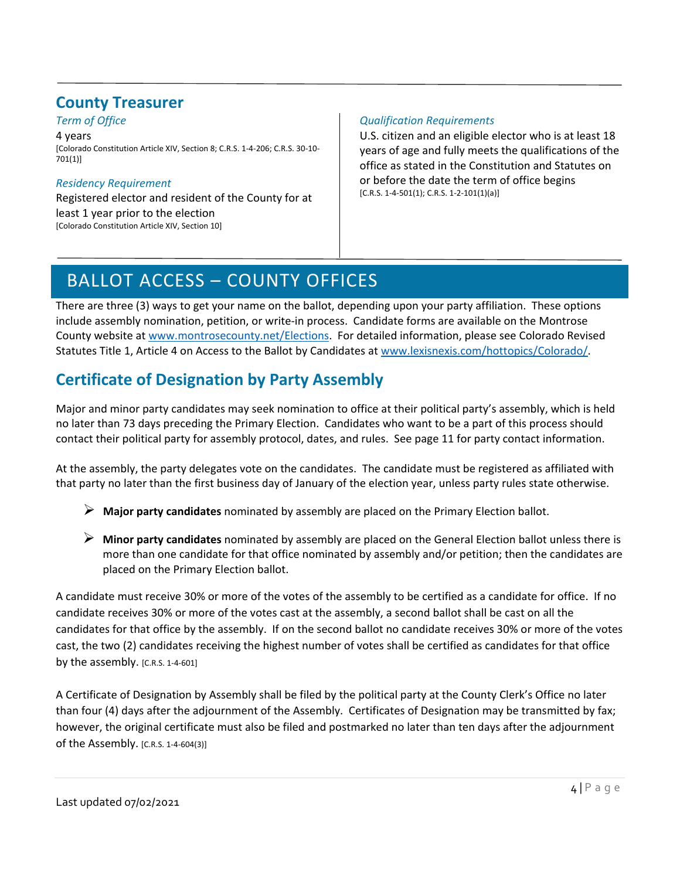## County Treasurer

*Term of Office*

4 years
[Colorado Constitution Article XIV, Section 8; C.R.S. 1-4-206; C.R.S. 30-10-701(1)]

*Residency Requirement*

Registered elector and resident of the County for at least 1 year prior to the election
[Colorado Constitution Article XIV, Section 10]

*Qualification Requirements*

U.S. citizen and an eligible elector who is at least 18 years of age and fully meets the qualifications of the office as stated in the Constitution and Statutes on or before the date the term of office begins
[C.R.S. 1-4-501(1); C.R.S. 1-2-101(1)(a)]

# BALLOT ACCESS – COUNTY OFFICES

There are three (3) ways to get your name on the ballot, depending upon your party affiliation. These options include assembly nomination, petition, or write-in process. Candidate forms are available on the Montrose County website at www.montrosecounty.net/Elections. For detailed information, please see Colorado Revised Statutes Title 1, Article 4 on Access to the Ballot by Candidates at www.lexisnexis.com/hottopics/Colorado/.

## Certificate of Designation by Party Assembly

Major and minor party candidates may seek nomination to office at their political party's assembly, which is held no later than 73 days preceding the Primary Election. Candidates who want to be a part of this process should contact their political party for assembly protocol, dates, and rules. See page 11 for party contact information.

At the assembly, the party delegates vote on the candidates. The candidate must be registered as affiliated with that party no later than the first business day of January of the election year, unless party rules state otherwise.

- **Major party candidates** nominated by assembly are placed on the Primary Election ballot.
- **Minor party candidates** nominated by assembly are placed on the General Election ballot unless there is more than one candidate for that office nominated by assembly and/or petition; then the candidates are placed on the Primary Election ballot.

A candidate must receive 30% or more of the votes of the assembly to be certified as a candidate for office. If no candidate receives 30% or more of the votes cast at the assembly, a second ballot shall be cast on all the candidates for that office by the assembly. If on the second ballot no candidate receives 30% or more of the votes cast, the two (2) candidates receiving the highest number of votes shall be certified as candidates for that office by the assembly. [C.R.S. 1-4-601]

A Certificate of Designation by Assembly shall be filed by the political party at the County Clerk's Office no later than four (4) days after the adjournment of the Assembly. Certificates of Designation may be transmitted by fax; however, the original certificate must also be filed and postmarked no later than ten days after the adjournment of the Assembly. [C.R.S. 1-4-604(3)]

Last updated 07/02/2021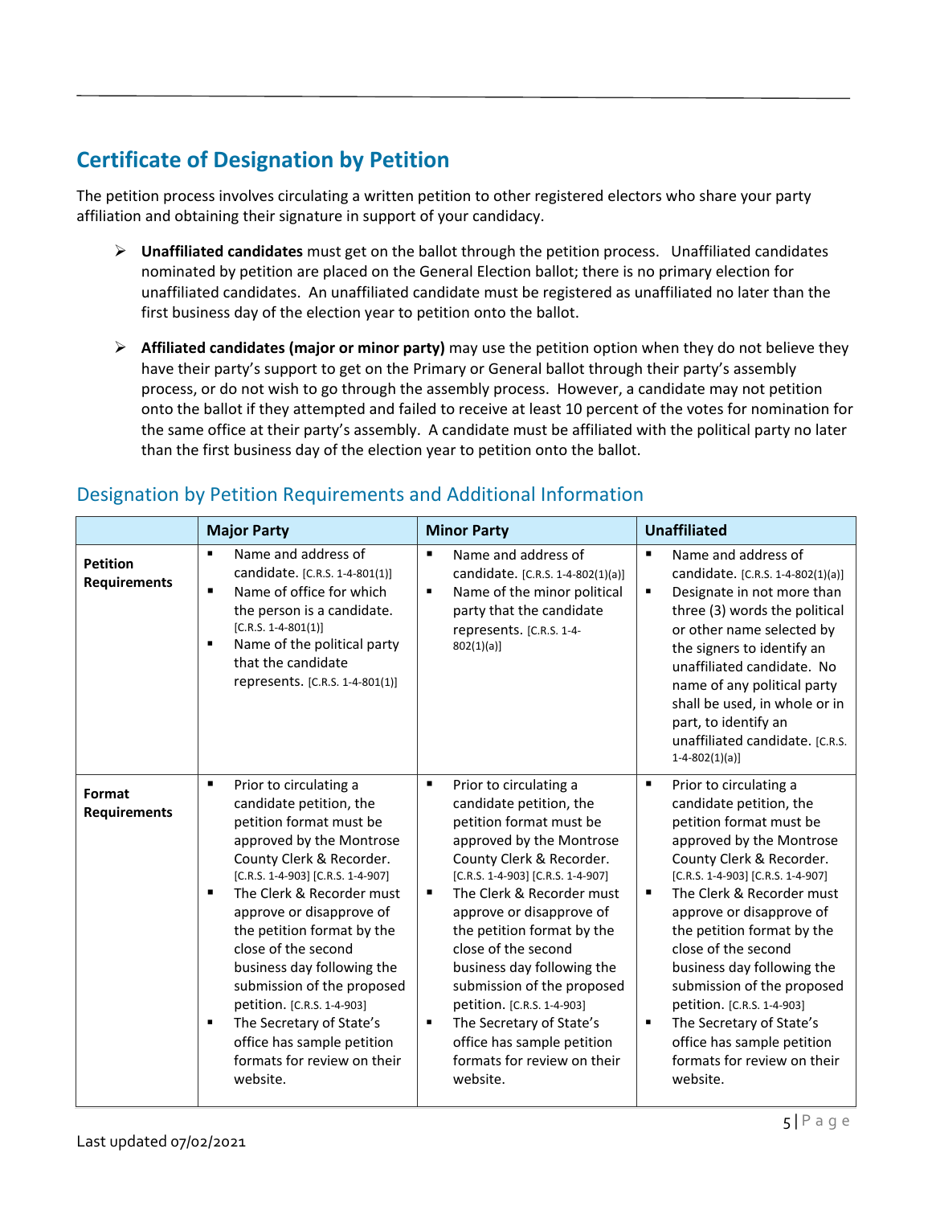## Certificate of Designation by Petition

The petition process involves circulating a written petition to other registered electors who share your party affiliation and obtaining their signature in support of your candidacy.

- **Unaffiliated candidates** must get on the ballot through the petition process. Unaffiliated candidates nominated by petition are placed on the General Election ballot; there is no primary election for unaffiliated candidates. An unaffiliated candidate must be registered as unaffiliated no later than the first business day of the election year to petition onto the ballot.

- **Affiliated candidates (major or minor party)** may use the petition option when they do not believe they have their party's support to get on the Primary or General ballot through their party's assembly process, or do not wish to go through the assembly process. However, a candidate may not petition onto the ballot if they attempted and failed to receive at least 10 percent of the votes for nomination for the same office at their party's assembly. A candidate must be affiliated with the political party no later than the first business day of the election year to petition onto the ballot.

### Designation by Petition Requirements and Additional Information

| | Major Party | Minor Party | Unaffiliated |
|---|---|---|---|
| **Petition Requirements** | ▪ Name and address of candidate. [C.R.S. 1-4-801(1)]<br>▪ Name of office for which the person is a candidate. [C.R.S. 1-4-801(1)]<br>▪ Name of the political party that the candidate represents. [C.R.S. 1-4-801(1)] | ▪ Name and address of candidate. [C.R.S. 1-4-802(1)(a)]<br>▪ Name of the minor political party that the candidate represents. [C.R.S. 1-4-802(1)(a)] | ▪ Name and address of candidate. [C.R.S. 1-4-802(1)(a)]<br>▪ Designate in not more than three (3) words the political or other name selected by the signers to identify an unaffiliated candidate. No name of any political party shall be used, in whole or in part, to identify an unaffiliated candidate. [C.R.S. 1-4-802(1)(a)] |
| **Format Requirements** | ▪ Prior to circulating a candidate petition, the petition format must be approved by the Montrose County Clerk & Recorder. [C.R.S. 1-4-903] [C.R.S. 1-4-907]<br>▪ The Clerk & Recorder must approve or disapprove of the petition format by the close of the second business day following the submission of the proposed petition. [C.R.S. 1-4-903]<br>▪ The Secretary of State's office has sample petition formats for review on their website. | ▪ Prior to circulating a candidate petition, the petition format must be approved by the Montrose County Clerk & Recorder. [C.R.S. 1-4-903] [C.R.S. 1-4-907]<br>▪ The Clerk & Recorder must approve or disapprove of the petition format by the close of the second business day following the submission of the proposed petition. [C.R.S. 1-4-903]<br>▪ The Secretary of State's office has sample petition formats for review on their website. | ▪ Prior to circulating a candidate petition, the petition format must be approved by the Montrose County Clerk & Recorder. [C.R.S. 1-4-903] [C.R.S. 1-4-907]<br>▪ The Clerk & Recorder must approve or disapprove of the petition format by the close of the second business day following the submission of the proposed petition. [C.R.S. 1-4-903]<br>▪ The Secretary of State's office has sample petition formats for review on their website. |

Last updated 07/02/2021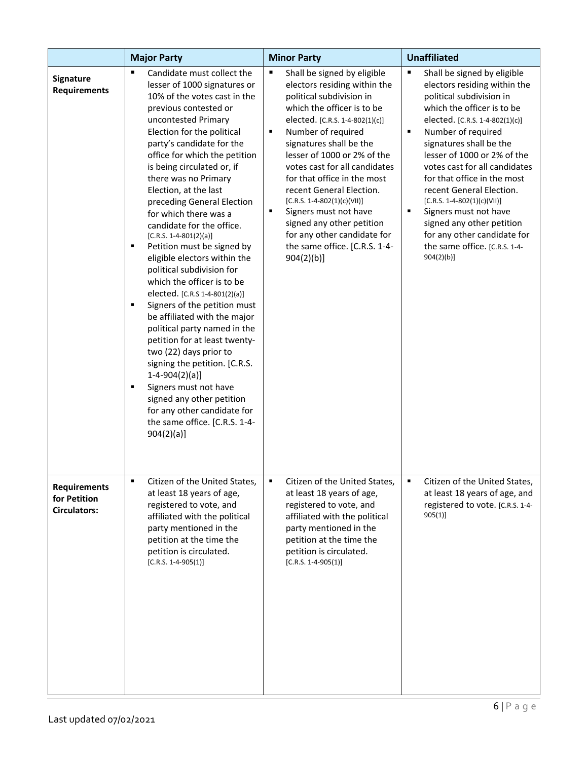| | Major Party | Minor Party | Unaffiliated |
|---|---|---|---|
| **Signature Requirements** | ▪ Candidate must collect the lesser of 1000 signatures or 10% of the votes cast in the previous contested or uncontested Primary Election for the political party's candidate for the office for which the petition is being circulated or, if there was no Primary Election, at the last preceding General Election for which there was a candidate for the office. [C.R.S. 1-4-801(2)(a)]<br>▪ Petition must be signed by eligible electors within the political subdivision for which the officer is to be elected. [C.R.S 1-4-801(2)(a)]<br>▪ Signers of the petition must be affiliated with the major political party named in the petition for at least twenty-two (22) days prior to signing the petition. [C.R.S. 1-4-904(2)(a)]<br>▪ Signers must not have signed any other petition for any other candidate for the same office. [C.R.S. 1-4-904(2)(a)] | ▪ Shall be signed by eligible electors residing within the political subdivision in which the officer is to be elected. [C.R.S. 1-4-802(1)(c)]<br>▪ Number of required signatures shall be the lesser of 1000 or 2% of the votes cast for all candidates for that office in the most recent General Election. [C.R.S. 1-4-802(1)(c)(VII)]<br>▪ Signers must not have signed any other petition for any other candidate for the same office. [C.R.S. 1-4-904(2)(b)] | ▪ Shall be signed by eligible electors residing within the political subdivision in which the officer is to be elected. [C.R.S. 1-4-802(1)(c)]<br>▪ Number of required signatures shall be the lesser of 1000 or 2% of the votes cast for all candidates for that office in the most recent General Election. [C.R.S. 1-4-802(1)(c)(VII)]<br>▪ Signers must not have signed any other petition for any other candidate for the same office. [C.R.S. 1-4-904(2)(b)] |
| **Requirements for Petition Circulators:** | ▪ Citizen of the United States, at least 18 years of age, registered to vote, and affiliated with the political party mentioned in the petition at the time the petition is circulated. [C.R.S. 1-4-905(1)] | ▪ Citizen of the United States, at least 18 years of age, registered to vote, and affiliated with the political party mentioned in the petition at the time the petition is circulated. [C.R.S. 1-4-905(1)] | ▪ Citizen of the United States, at least 18 years of age, and registered to vote. [C.R.S. 1-4-905(1)] |

Last updated 07/02/2021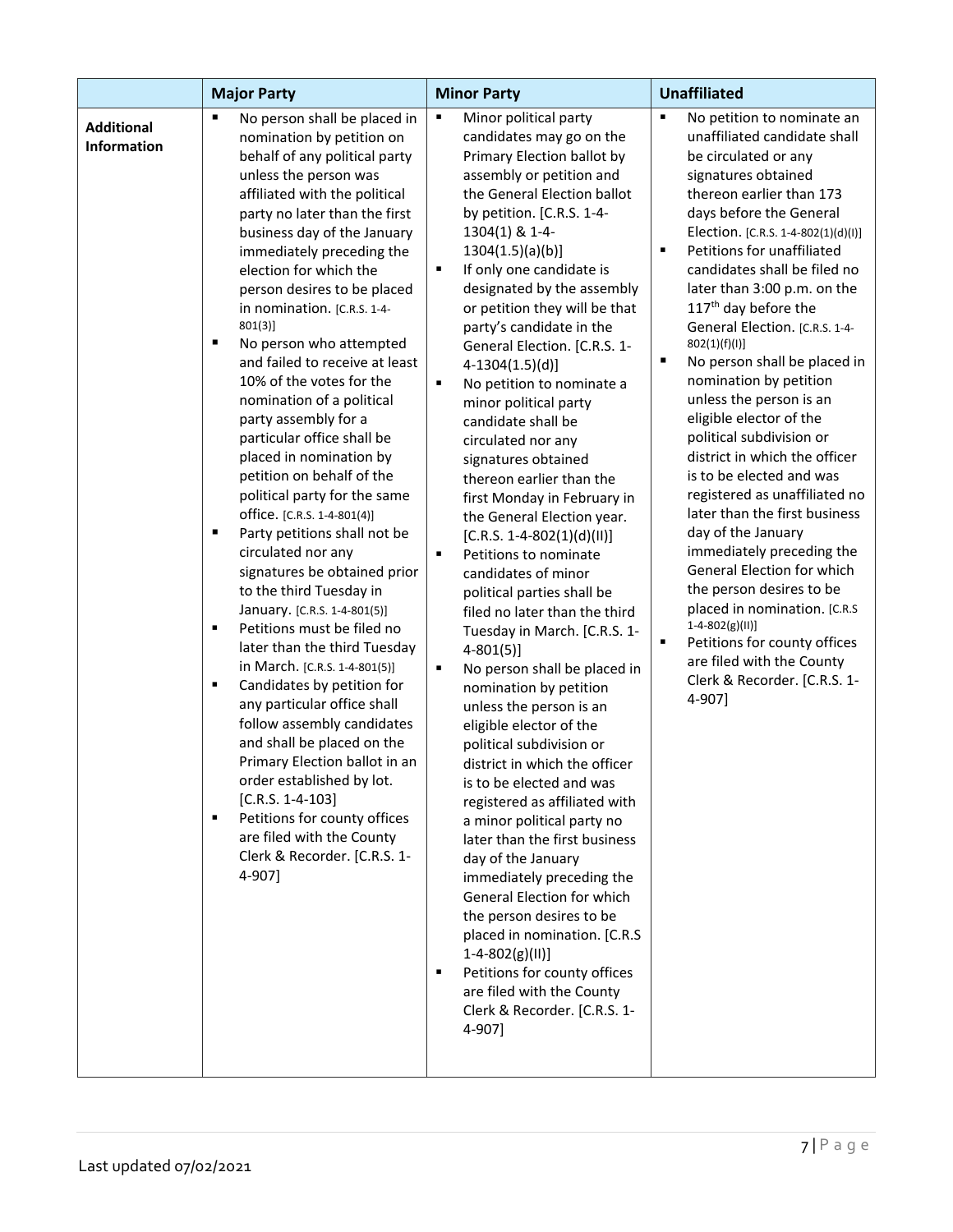| | Major Party | Minor Party | Unaffiliated |
|---|---|---|---|
| **Additional Information** | ▪ No person shall be placed in nomination by petition on behalf of any political party unless the person was affiliated with the political party no later than the first business day of the January immediately preceding the election for which the person desires to be placed in nomination. [C.R.S. 1-4-801(3)]<br>▪ No person who attempted and failed to receive at least 10% of the votes for the nomination of a political party assembly for a particular office shall be placed in nomination by petition on behalf of the political party for the same office. [C.R.S. 1-4-801(4)]<br>▪ Party petitions shall not be circulated nor any signatures be obtained prior to the third Tuesday in January. [C.R.S. 1-4-801(5)]<br>▪ Petitions must be filed no later than the third Tuesday in March. [C.R.S. 1-4-801(5)]<br>▪ Candidates by petition for any particular office shall follow assembly candidates and shall be placed on the Primary Election ballot in an order established by lot. [C.R.S. 1-4-103]<br>▪ Petitions for county offices are filed with the County Clerk & Recorder. [C.R.S. 1-4-907] | ▪ Minor political party candidates may go on the Primary Election ballot by assembly or petition and the General Election ballot by petition. [C.R.S. 1-4-1304(1) & 1-4-1304(1.5)(a)(b)]<br>▪ If only one candidate is designated by the assembly or petition they will be that party's candidate in the General Election. [C.R.S. 1-4-1304(1.5)(d)]<br>▪ No petition to nominate a minor political party candidate shall be circulated nor any signatures obtained thereon earlier than the first Monday in February in the General Election year. [C.R.S. 1-4-802(1)(d)(II)]<br>▪ Petitions to nominate candidates of minor political parties shall be filed no later than the third Tuesday in March. [C.R.S. 1-4-801(5)]<br>▪ No person shall be placed in nomination by petition unless the person is an eligible elector of the political subdivision or district in which the officer is to be elected and was registered as affiliated with a minor political party no later than the first business day of the January immediately preceding the General Election for which the person desires to be placed in nomination. [C.R.S 1-4-802(g)(II)]<br>▪ Petitions for county offices are filed with the County Clerk & Recorder. [C.R.S. 1-4-907] | ▪ No petition to nominate an unaffiliated candidate shall be circulated or any signatures obtained thereon earlier than 173 days before the General Election. [C.R.S. 1-4-802(1)(d)(I)]<br>▪ Petitions for unaffiliated candidates shall be filed no later than 3:00 p.m. on the 117th day before the General Election. [C.R.S. 1-4-802(1)(f)(I)]<br>▪ No person shall be placed in nomination by petition unless the person is an eligible elector of the political subdivision or district in which the officer is to be elected and was registered as unaffiliated no later than the first business day of the January immediately preceding the General Election for which the person desires to be placed in nomination. [C.R.S 1-4-802(g)(II)]<br>▪ Petitions for county offices are filed with the County Clerk & Recorder. [C.R.S. 1-4-907] |

Last updated 07/02/2021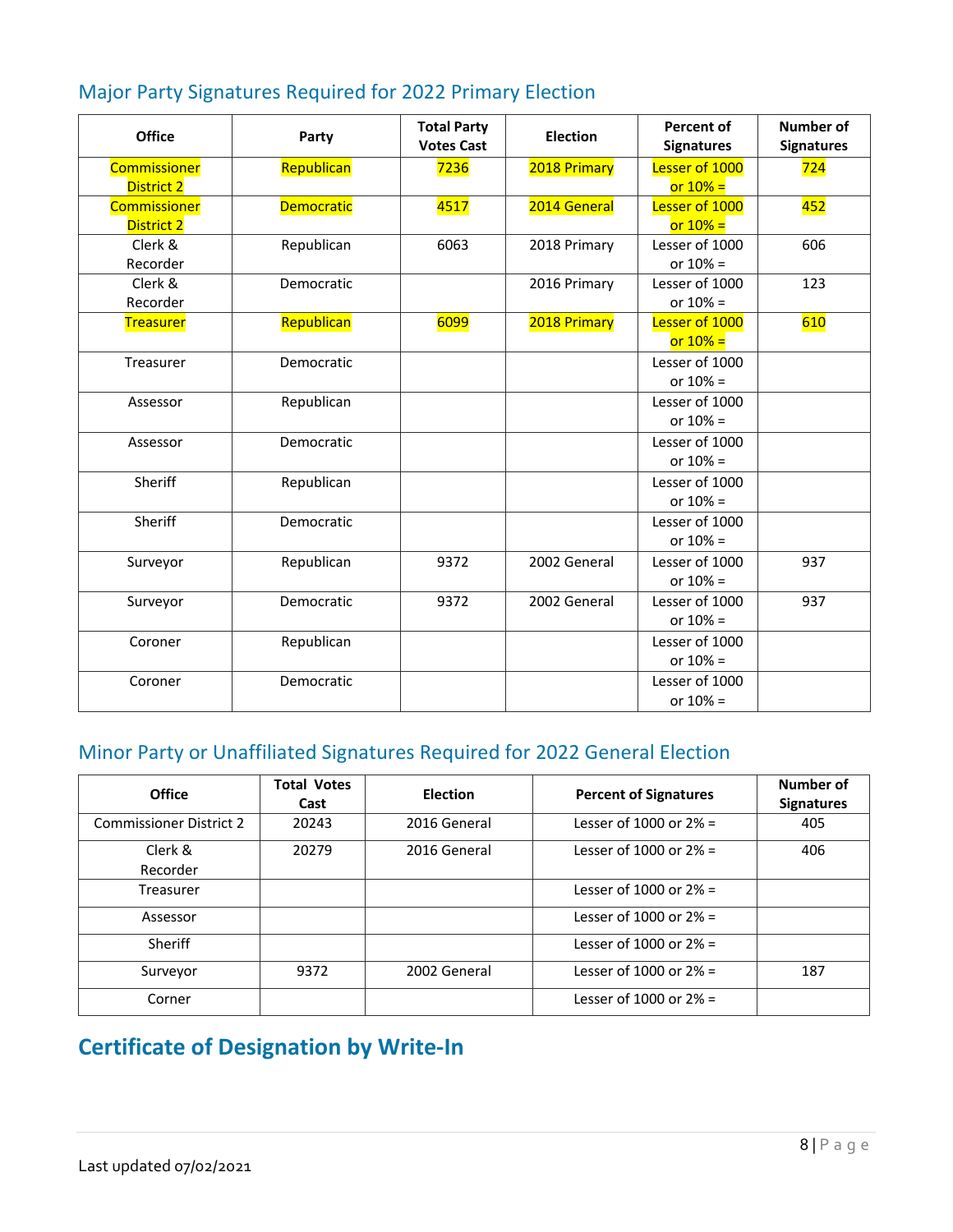## Major Party Signatures Required for 2022 Primary Election

| Office | Party | Total Party Votes Cast | Election | Percent of Signatures | Number of Signatures |
|---|---|---|---|---|---|
| Commissioner District 2 | Republican | 7236 | 2018 Primary | Lesser of 1000 or 10% = | 724 |
| Commissioner District 2 | Democratic | 4517 | 2014 General | Lesser of 1000 or 10% = | 452 |
| Clerk & Recorder | Republican | 6063 | 2018 Primary | Lesser of 1000 or 10% = | 606 |
| Clerk & Recorder | Democratic | | 2016 Primary | Lesser of 1000 or 10% = | 123 |
| Treasurer | Republican | 6099 | 2018 Primary | Lesser of 1000 or 10% = | 610 |
| Treasurer | Democratic | | | Lesser of 1000 or 10% = | |
| Assessor | Republican | | | Lesser of 1000 or 10% = | |
| Assessor | Democratic | | | Lesser of 1000 or 10% = | |
| Sheriff | Republican | | | Lesser of 1000 or 10% = | |
| Sheriff | Democratic | | | Lesser of 1000 or 10% = | |
| Surveyor | Republican | 9372 | 2002 General | Lesser of 1000 or 10% = | 937 |
| Surveyor | Democratic | 9372 | 2002 General | Lesser of 1000 or 10% = | 937 |
| Coroner | Republican | | | Lesser of 1000 or 10% = | |
| Coroner | Democratic | | | Lesser of 1000 or 10% = | |

## Minor Party or Unaffiliated Signatures Required for 2022 General Election

| Office | Total Votes Cast | Election | Percent of Signatures | Number of Signatures |
|---|---|---|---|---|
| Commissioner District 2 | 20243 | 2016 General | Lesser of 1000 or 2% = | 405 |
| Clerk & Recorder | 20279 | 2016 General | Lesser of 1000 or 2% = | 406 |
| Treasurer | | | Lesser of 1000 or 2% = | |
| Assessor | | | Lesser of 1000 or 2% = | |
| Sheriff | | | Lesser of 1000 or 2% = | |
| Surveyor | 9372 | 2002 General | Lesser of 1000 or 2% = | 187 |
| Corner | | | Lesser of 1000 or 2% = | |

# Certificate of Designation by Write-In

Last updated 07/02/2021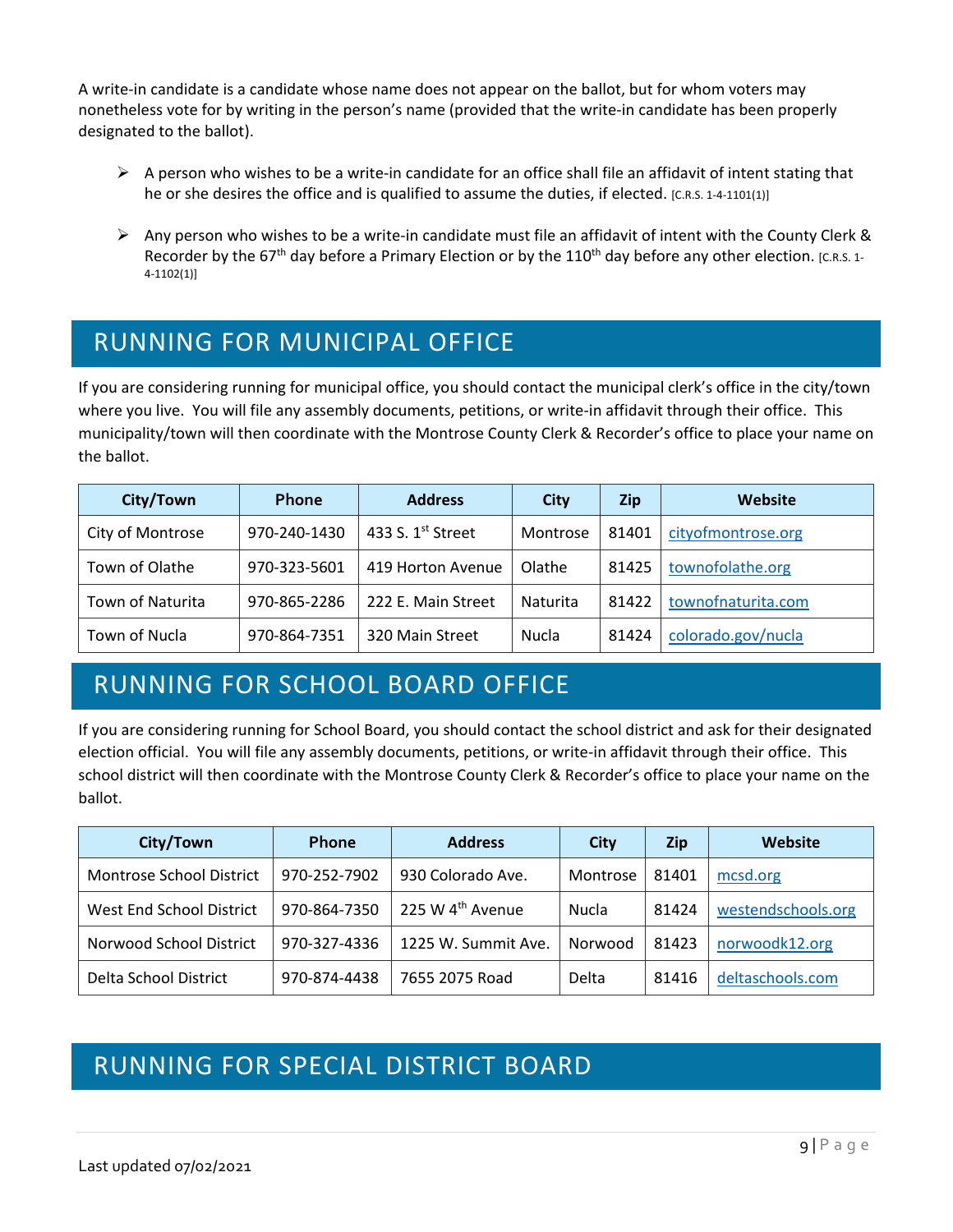A write-in candidate is a candidate whose name does not appear on the ballot, but for whom voters may nonetheless vote for by writing in the person's name (provided that the write-in candidate has been properly designated to the ballot).

- A person who wishes to be a write-in candidate for an office shall file an affidavit of intent stating that he or she desires the office and is qualified to assume the duties, if elected. [C.R.S. 1-4-1101(1)]
- Any person who wishes to be a write-in candidate must file an affidavit of intent with the County Clerk & Recorder by the 67th day before a Primary Election or by the 110th day before any other election. [C.R.S. 1-4-1102(1)]

## RUNNING FOR MUNICIPAL OFFICE

If you are considering running for municipal office, you should contact the municipal clerk's office in the city/town where you live. You will file any assembly documents, petitions, or write-in affidavit through their office. This municipality/town will then coordinate with the Montrose County Clerk & Recorder's office to place your name on the ballot.

| City/Town | Phone | Address | City | Zip | Website |
|---|---|---|---|---|---|
| City of Montrose | 970-240-1430 | 433 S. 1st Street | Montrose | 81401 | cityofmontrose.org |
| Town of Olathe | 970-323-5601 | 419 Horton Avenue | Olathe | 81425 | townofolathe.org |
| Town of Naturita | 970-865-2286 | 222 E. Main Street | Naturita | 81422 | townofnaturita.com |
| Town of Nucla | 970-864-7351 | 320 Main Street | Nucla | 81424 | colorado.gov/nucla |

## RUNNING FOR SCHOOL BOARD OFFICE

If you are considering running for School Board, you should contact the school district and ask for their designated election official. You will file any assembly documents, petitions, or write-in affidavit through their office. This school district will then coordinate with the Montrose County Clerk & Recorder's office to place your name on the ballot.

| City/Town | Phone | Address | City | Zip | Website |
|---|---|---|---|---|---|
| Montrose School District | 970-252-7902 | 930 Colorado Ave. | Montrose | 81401 | mcsd.org |
| West End School District | 970-864-7350 | 225 W 4th Avenue | Nucla | 81424 | westendschools.org |
| Norwood School District | 970-327-4336 | 1225 W. Summit Ave. | Norwood | 81423 | norwoodk12.org |
| Delta School District | 970-874-4438 | 7655 2075 Road | Delta | 81416 | deltaschools.com |

## RUNNING FOR SPECIAL DISTRICT BOARD

Last updated 07/02/2021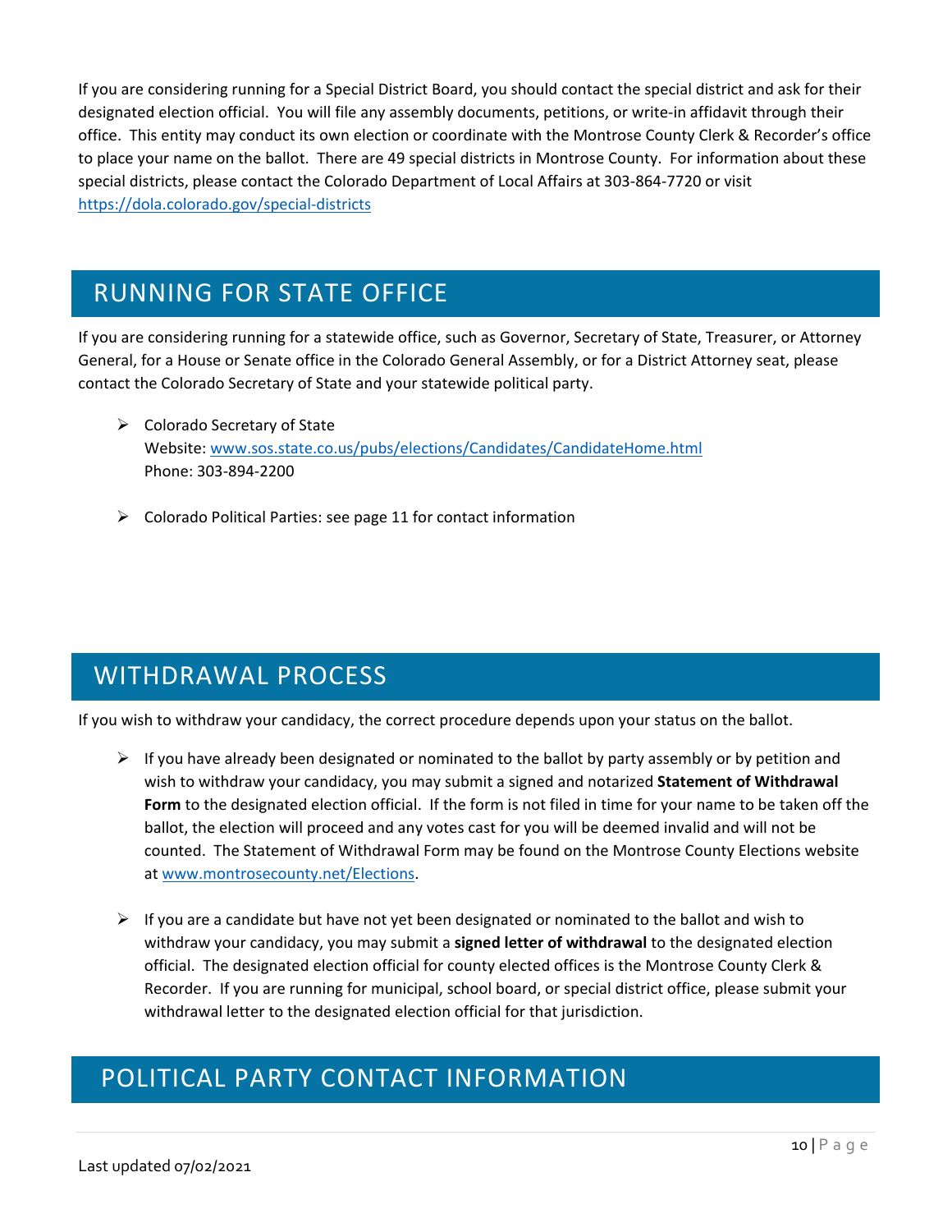If you are considering running for a Special District Board, you should contact the special district and ask for their designated election official. You will file any assembly documents, petitions, or write-in affidavit through their office. This entity may conduct its own election or coordinate with the Montrose County Clerk & Recorder's office to place your name on the ballot. There are 49 special districts in Montrose County. For information about these special districts, please contact the Colorado Department of Local Affairs at 303-864-7720 or visit https://dola.colorado.gov/special-districts

## RUNNING FOR STATE OFFICE

If you are considering running for a statewide office, such as Governor, Secretary of State, Treasurer, or Attorney General, for a House or Senate office in the Colorado General Assembly, or for a District Attorney seat, please contact the Colorado Secretary of State and your statewide political party.

- Colorado Secretary of State
  Website: www.sos.state.co.us/pubs/elections/Candidates/CandidateHome.html
  Phone: 303-894-2200

- Colorado Political Parties: see page 11 for contact information

## WITHDRAWAL PROCESS

If you wish to withdraw your candidacy, the correct procedure depends upon your status on the ballot.

- If you have already been designated or nominated to the ballot by party assembly or by petition and wish to withdraw your candidacy, you may submit a signed and notarized **Statement of Withdrawal Form** to the designated election official. If the form is not filed in time for your name to be taken off the ballot, the election will proceed and any votes cast for you will be deemed invalid and will not be counted. The Statement of Withdrawal Form may be found on the Montrose County Elections website at www.montrosecounty.net/Elections.

- If you are a candidate but have not yet been designated or nominated to the ballot and wish to withdraw your candidacy, you may submit a **signed letter of withdrawal** to the designated election official. The designated election official for county elected offices is the Montrose County Clerk & Recorder. If you are running for municipal, school board, or special district office, please submit your withdrawal letter to the designated election official for that jurisdiction.

## POLITICAL PARTY CONTACT INFORMATION

Last updated 07/02/2021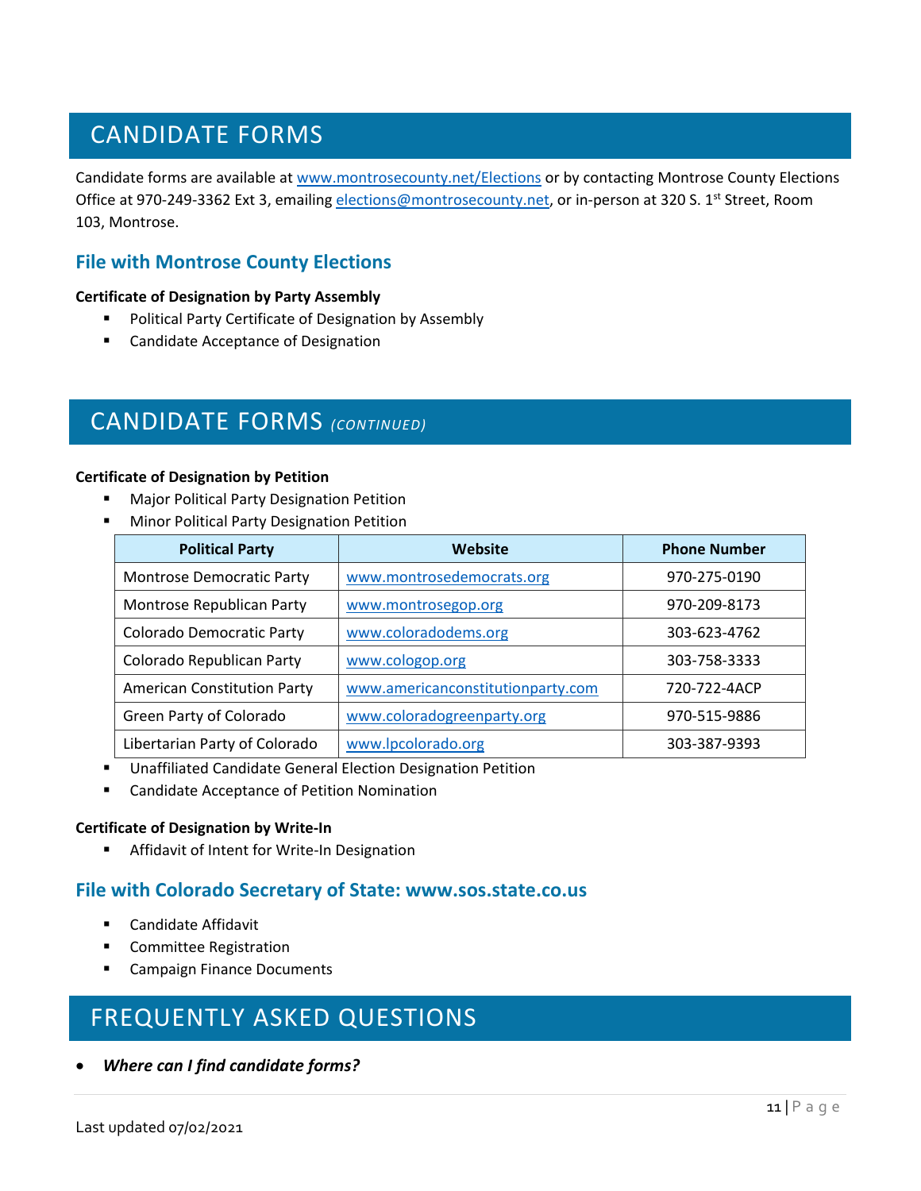# CANDIDATE FORMS

Candidate forms are available at www.montrosecounty.net/Elections or by contacting Montrose County Elections Office at 970-249-3362 Ext 3, emailing elections@montrosecounty.net, or in-person at 320 S. 1st Street, Room 103, Montrose.

## File with Montrose County Elections

**Certificate of Designation by Party Assembly**

- Political Party Certificate of Designation by Assembly
- Candidate Acceptance of Designation

# CANDIDATE FORMS *(CONTINUED)*

**Certificate of Designation by Petition**

- Major Political Party Designation Petition
- Minor Political Party Designation Petition

| Political Party | Website | Phone Number |
|---|---|---|
| Montrose Democratic Party | www.montrosedemocrats.org | 970-275-0190 |
| Montrose Republican Party | www.montrosegop.org | 970-209-8173 |
| Colorado Democratic Party | www.coloradodems.org | 303-623-4762 |
| Colorado Republican Party | www.cologop.org | 303-758-3333 |
| American Constitution Party | www.americanconstitutionparty.com | 720-722-4ACP |
| Green Party of Colorado | www.coloradogreenparty.org | 970-515-9886 |
| Libertarian Party of Colorado | www.lpcolorado.org | 303-387-9393 |

- Unaffiliated Candidate General Election Designation Petition
- Candidate Acceptance of Petition Nomination

**Certificate of Designation by Write-In**

- Affidavit of Intent for Write-In Designation

## File with Colorado Secretary of State: www.sos.state.co.us

- Candidate Affidavit
- Committee Registration
- Campaign Finance Documents

# FREQUENTLY ASKED QUESTIONS

- ***Where can I find candidate forms?***

Last updated 07/02/2021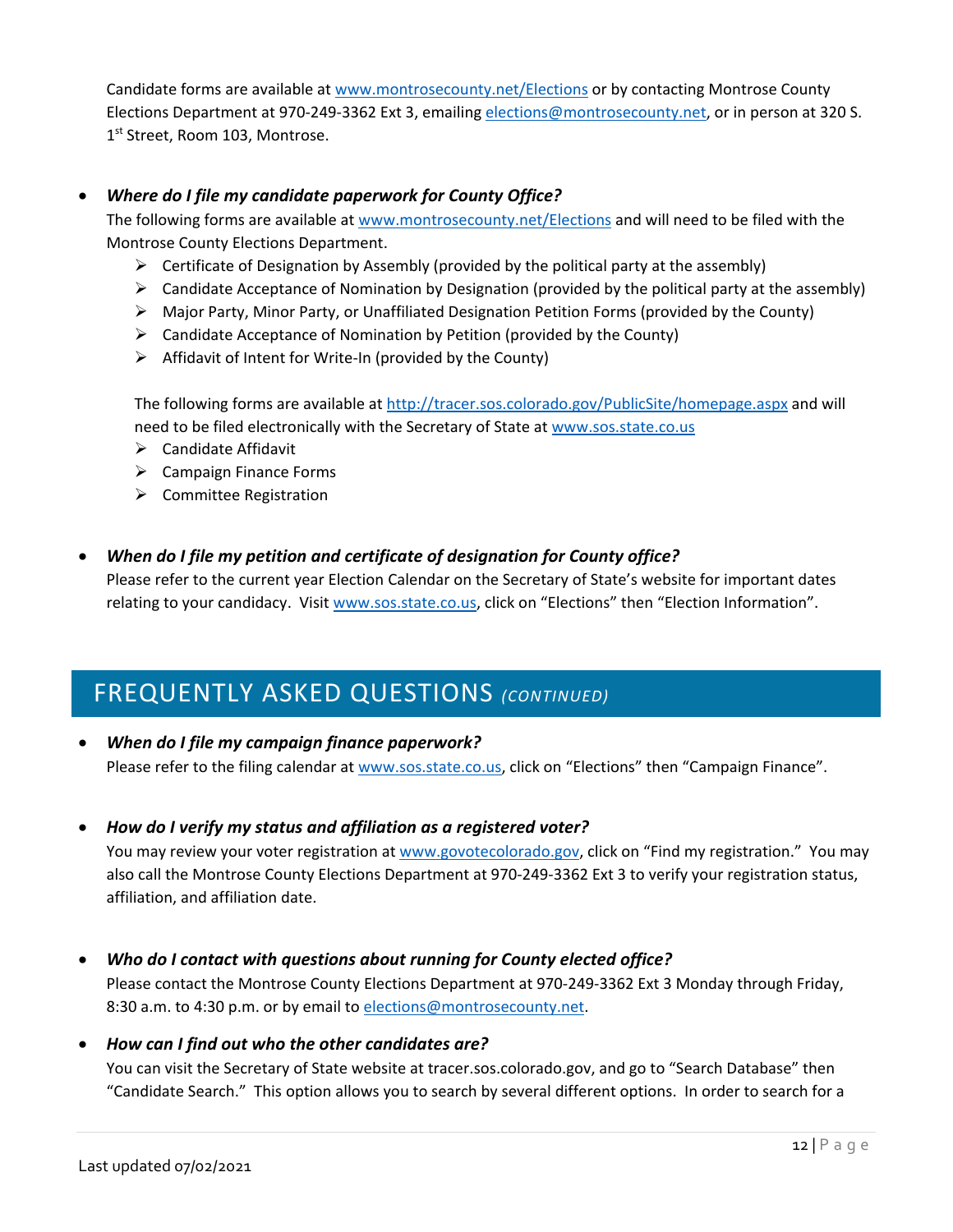Candidate forms are available at www.montrosecounty.net/Elections or by contacting Montrose County Elections Department at 970-249-3362 Ext 3, emailing elections@montrosecounty.net, or in person at 320 S. 1st Street, Room 103, Montrose.

- ***Where do I file my candidate paperwork for County Office?***
  The following forms are available at www.montrosecounty.net/Elections and will need to be filed with the Montrose County Elections Department.
  - Certificate of Designation by Assembly (provided by the political party at the assembly)
  - Candidate Acceptance of Nomination by Designation (provided by the political party at the assembly)
  - Major Party, Minor Party, or Unaffiliated Designation Petition Forms (provided by the County)
  - Candidate Acceptance of Nomination by Petition (provided by the County)
  - Affidavit of Intent for Write-In (provided by the County)

  The following forms are available at http://tracer.sos.colorado.gov/PublicSite/homepage.aspx and will need to be filed electronically with the Secretary of State at www.sos.state.co.us
  - Candidate Affidavit
  - Campaign Finance Forms
  - Committee Registration

- ***When do I file my petition and certificate of designation for County office?***
  Please refer to the current year Election Calendar on the Secretary of State's website for important dates relating to your candidacy. Visit www.sos.state.co.us, click on "Elections" then "Election Information".

## FREQUENTLY ASKED QUESTIONS *(CONTINUED)*

- ***When do I file my campaign finance paperwork?***
  Please refer to the filing calendar at www.sos.state.co.us, click on "Elections" then "Campaign Finance".

- ***How do I verify my status and affiliation as a registered voter?***
  You may review your voter registration at www.govotecolorado.gov, click on "Find my registration." You may also call the Montrose County Elections Department at 970-249-3362 Ext 3 to verify your registration status, affiliation, and affiliation date.

- ***Who do I contact with questions about running for County elected office?***
  Please contact the Montrose County Elections Department at 970-249-3362 Ext 3 Monday through Friday, 8:30 a.m. to 4:30 p.m. or by email to elections@montrosecounty.net.

- ***How can I find out who the other candidates are?***
  You can visit the Secretary of State website at tracer.sos.colorado.gov, and go to "Search Database" then "Candidate Search." This option allows you to search by several different options. In order to search for a

Last updated 07/02/2021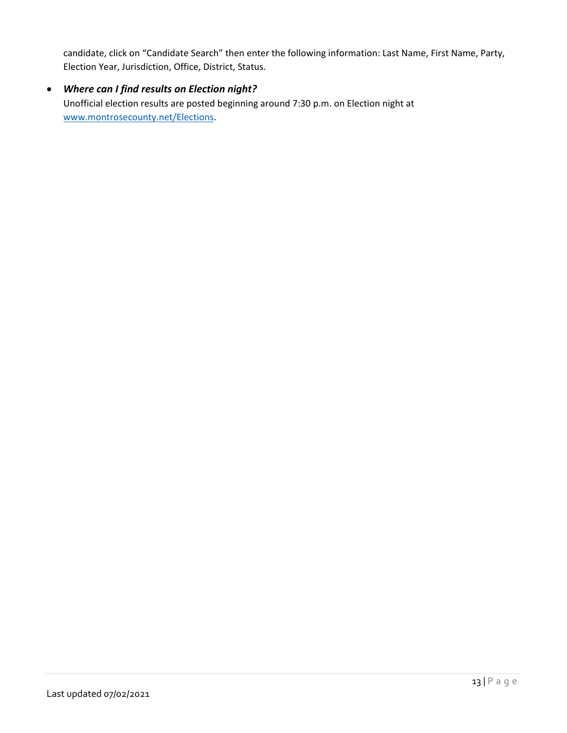candidate, click on "Candidate Search" then enter the following information: Last Name, First Name, Party, Election Year, Jurisdiction, Office, District, Status.

- ***Where can I find results on Election night?***

  Unofficial election results are posted beginning around 7:30 p.m. on Election night at www.montrosecounty.net/Elections.

Last updated 07/02/2021